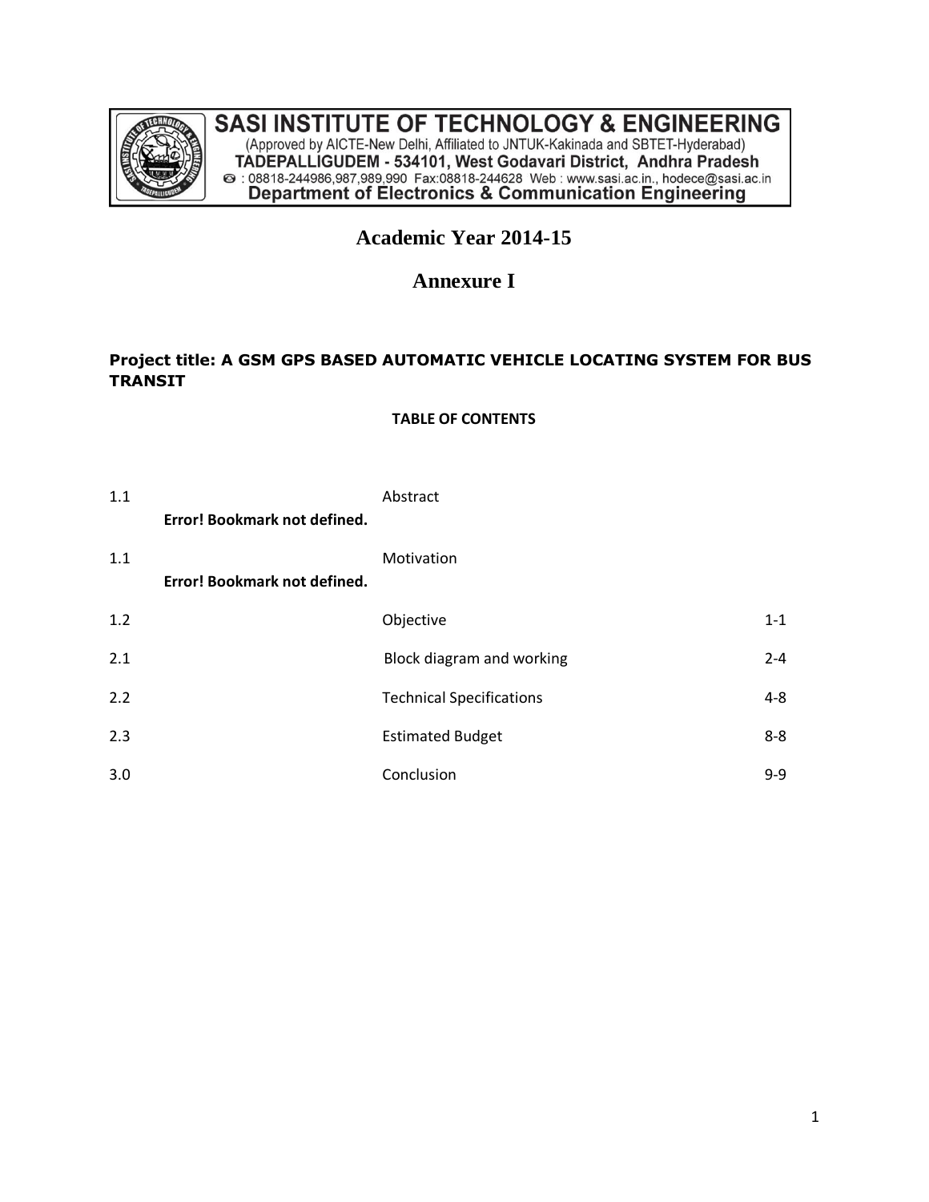**SASI INSTITUTE OF TECHNOLOGY & ENGINEERING**
(Approved by AICTE-New Delhi, Affiliated to JNTUK-Kakinada and SBTET-Hyderabad)
**TADEPALLIGUDEM - 534101, West Godavari District, Andhra Pradesh**
☎ : 08818-244986,987,989,990 Fax:08818-244628 Web : www.sasi.ac.in., hodece@sasi.ac.in
**Department of Electronics & Communication Engineering**

# Academic Year 2014-15

## Annexure I

**Project title: A GSM GPS BASED AUTOMATIC VEHICLE LOCATING SYSTEM FOR BUS TRANSIT**

**TABLE OF CONTENTS**

| | | | |
|---|---|---|---|
| 1.1 | **Error! Bookmark not defined.** | Abstract | |
| 1.1 | **Error! Bookmark not defined.** | Motivation | |
| 1.2 | | Objective | 1-1 |
| 2.1 | | Block diagram and working | 2-4 |
| 2.2 | | Technical Specifications | 4-8 |
| 2.3 | | Estimated Budget | 8-8 |
| 3.0 | | Conclusion | 9-9 |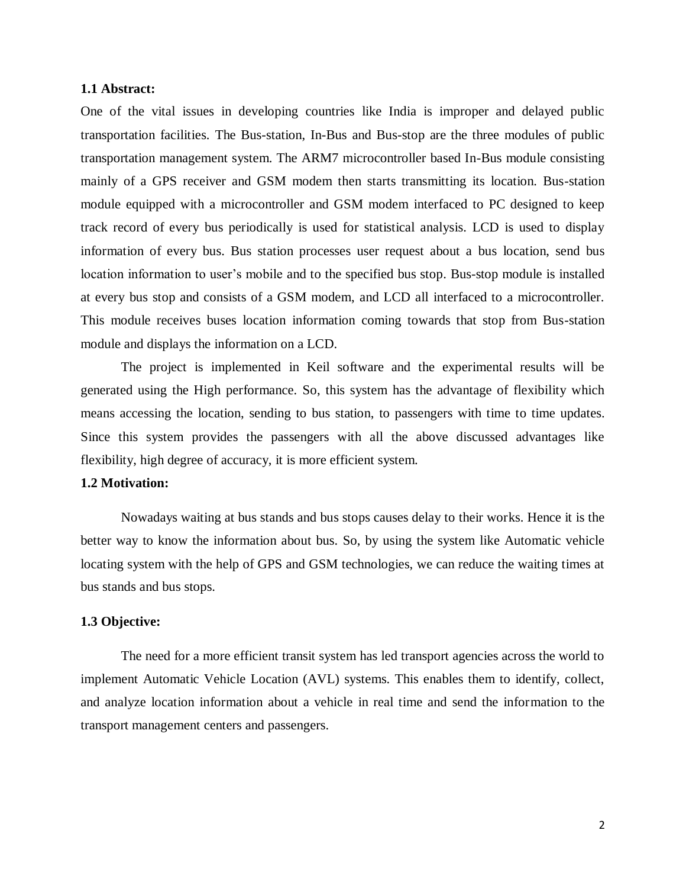**1.1 Abstract:**

One of the vital issues in developing countries like India is improper and delayed public transportation facilities. The Bus-station, In-Bus and Bus-stop are the three modules of public transportation management system. The ARM7 microcontroller based In-Bus module consisting mainly of a GPS receiver and GSM modem then starts transmitting its location. Bus-station module equipped with a microcontroller and GSM modem interfaced to PC designed to keep track record of every bus periodically is used for statistical analysis. LCD is used to display information of every bus. Bus station processes user request about a bus location, send bus location information to user's mobile and to the specified bus stop. Bus-stop module is installed at every bus stop and consists of a GSM modem, and LCD all interfaced to a microcontroller. This module receives buses location information coming towards that stop from Bus-station module and displays the information on a LCD.

The project is implemented in Keil software and the experimental results will be generated using the High performance. So, this system has the advantage of flexibility which means accessing the location, sending to bus station, to passengers with time to time updates. Since this system provides the passengers with all the above discussed advantages like flexibility, high degree of accuracy, it is more efficient system.

**1.2 Motivation:**

Nowadays waiting at bus stands and bus stops causes delay to their works. Hence it is the better way to know the information about bus. So, by using the system like Automatic vehicle locating system with the help of GPS and GSM technologies, we can reduce the waiting times at bus stands and bus stops.

**1.3 Objective:**

The need for a more efficient transit system has led transport agencies across the world to implement Automatic Vehicle Location (AVL) systems. This enables them to identify, collect, and analyze location information about a vehicle in real time and send the information to the transport management centers and passengers.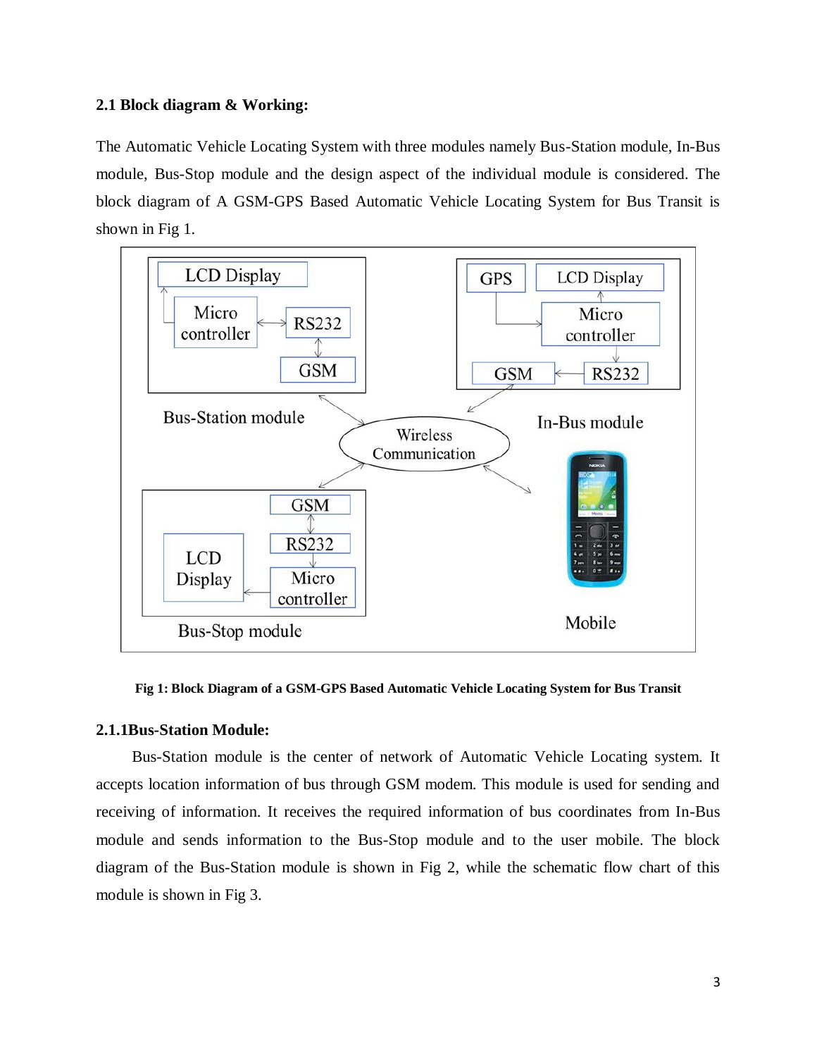### 2.1 Block diagram & Working:

The Automatic Vehicle Locating System with three modules namely Bus-Station module, In-Bus module, Bus-Stop module and the design aspect of the individual module is considered. The block diagram of A GSM-GPS Based Automatic Vehicle Locating System for Bus Transit is shown in Fig 1.

**Fig 1: Block Diagram of a GSM-GPS Based Automatic Vehicle Locating System for Bus Transit**

### 2.1.1Bus-Station Module:

Bus-Station module is the center of network of Automatic Vehicle Locating system. It accepts location information of bus through GSM modem. This module is used for sending and receiving of information. It receives the required information of bus coordinates from In-Bus module and sends information to the Bus-Stop module and to the user mobile. The block diagram of the Bus-Station module is shown in Fig 2, while the schematic flow chart of this module is shown in Fig 3.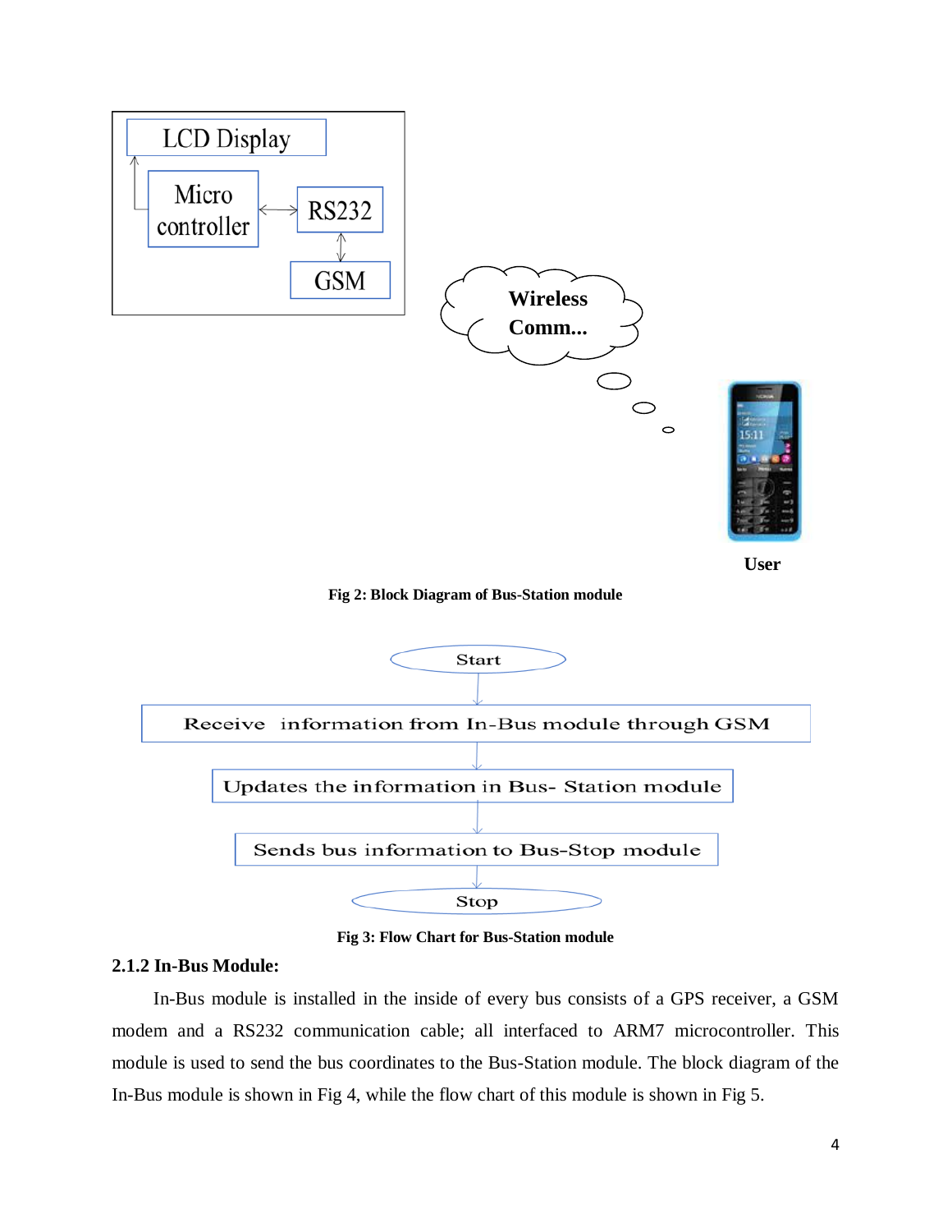LCD Display

Micro controller

RS232

GSM

Wireless Comm...

User

**Fig 2: Block Diagram of Bus-Station module**

Start

Receive information from In-Bus module through GSM

Updates the information in Bus- Station module

Sends bus information to Bus-Stop module

Stop

**Fig 3: Flow Chart for Bus-Station module**

### 2.1.2 In-Bus Module:

In-Bus module is installed in the inside of every bus consists of a GPS receiver, a GSM modem and a RS232 communication cable; all interfaced to ARM7 microcontroller. This module is used to send the bus coordinates to the Bus-Station module. The block diagram of the In-Bus module is shown in Fig 4, while the flow chart of this module is shown in Fig 5.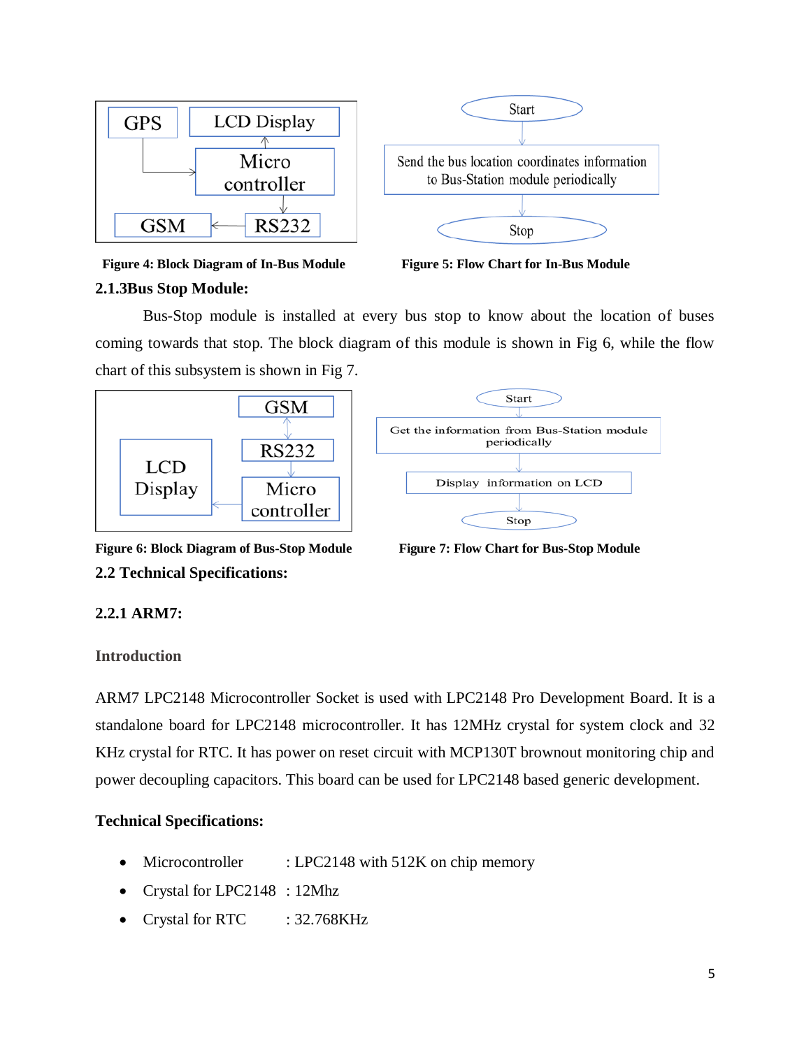Figure 4: Block Diagram of In-Bus Module

Figure 5: Flow Chart for In-Bus Module

### 2.1.3Bus Stop Module:

Bus-Stop module is installed at every bus stop to know about the location of buses coming towards that stop. The block diagram of this module is shown in Fig 6, while the flow chart of this subsystem is shown in Fig 7.

Figure 6: Block Diagram of Bus-Stop Module

Figure 7: Flow Chart for Bus-Stop Module

## 2.2 Technical Specifications:

### 2.2.1 ARM7:

**Introduction**

ARM7 LPC2148 Microcontroller Socket is used with LPC2148 Pro Development Board. It is a standalone board for LPC2148 microcontroller. It has 12MHz crystal for system clock and 32 KHz crystal for RTC. It has power on reset circuit with MCP130T brownout monitoring chip and power decoupling capacitors. This board can be used for LPC2148 based generic development.

**Technical Specifications:**

- Microcontroller : LPC2148 with 512K on chip memory
- Crystal for LPC2148 : 12Mhz
- Crystal for RTC : 32.768KHz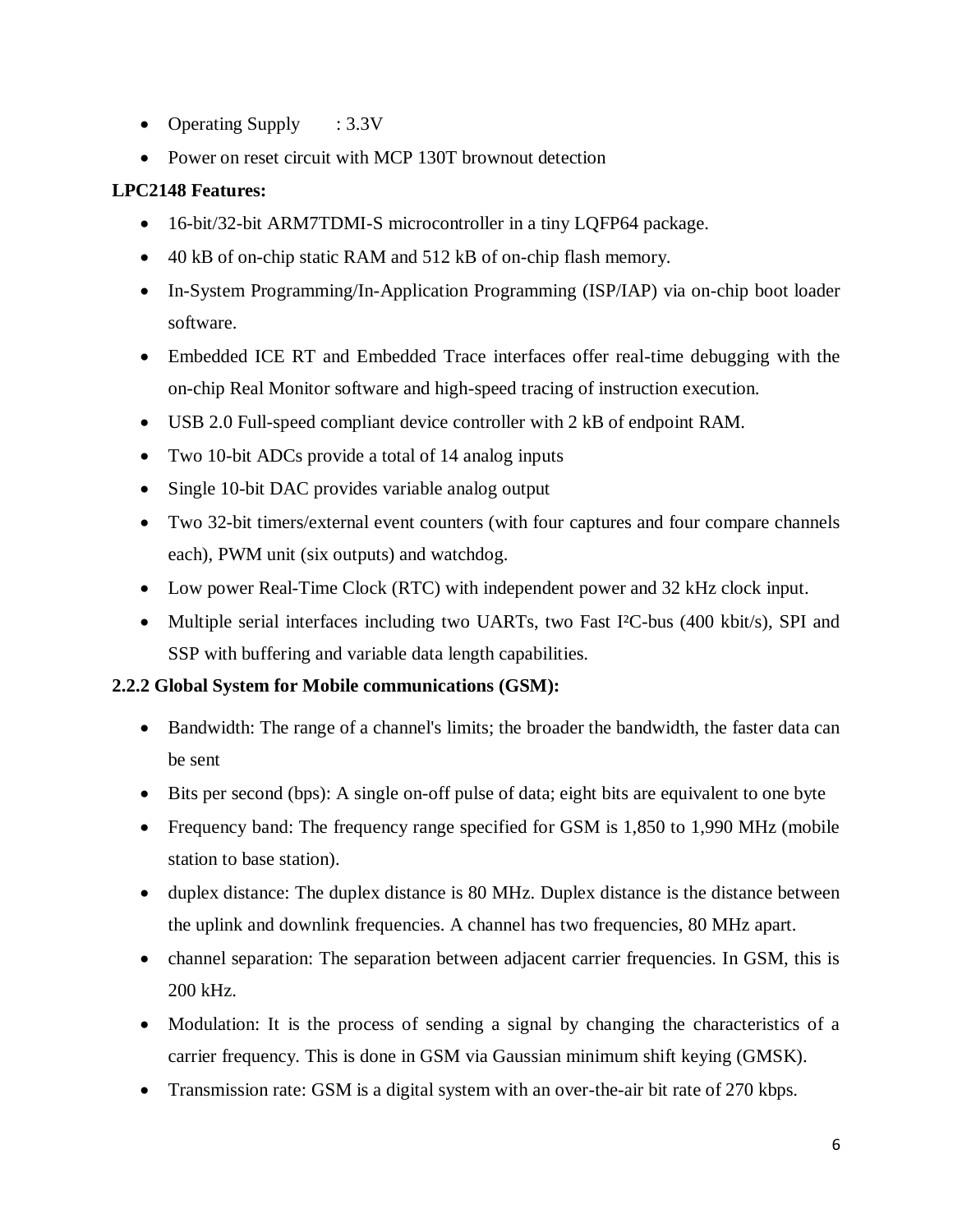- Operating Supply : 3.3V
- Power on reset circuit with MCP 130T brownout detection

**LPC2148 Features:**

- 16-bit/32-bit ARM7TDMI-S microcontroller in a tiny LQFP64 package.
- 40 kB of on-chip static RAM and 512 kB of on-chip flash memory.
- In-System Programming/In-Application Programming (ISP/IAP) via on-chip boot loader software.
- Embedded ICE RT and Embedded Trace interfaces offer real-time debugging with the on-chip Real Monitor software and high-speed tracing of instruction execution.
- USB 2.0 Full-speed compliant device controller with 2 kB of endpoint RAM.
- Two 10-bit ADCs provide a total of 14 analog inputs
- Single 10-bit DAC provides variable analog output
- Two 32-bit timers/external event counters (with four captures and four compare channels each), PWM unit (six outputs) and watchdog.
- Low power Real-Time Clock (RTC) with independent power and 32 kHz clock input.
- Multiple serial interfaces including two UARTs, two Fast I²C-bus (400 kbit/s), SPI and SSP with buffering and variable data length capabilities.

**2.2.2 Global System for Mobile communications (GSM):**

- Bandwidth: The range of a channel's limits; the broader the bandwidth, the faster data can be sent
- Bits per second (bps): A single on-off pulse of data; eight bits are equivalent to one byte
- Frequency band: The frequency range specified for GSM is 1,850 to 1,990 MHz (mobile station to base station).
- duplex distance: The duplex distance is 80 MHz. Duplex distance is the distance between the uplink and downlink frequencies. A channel has two frequencies, 80 MHz apart.
- channel separation: The separation between adjacent carrier frequencies. In GSM, this is 200 kHz.
- Modulation: It is the process of sending a signal by changing the characteristics of a carrier frequency. This is done in GSM via Gaussian minimum shift keying (GMSK).
- Transmission rate: GSM is a digital system with an over-the-air bit rate of 270 kbps.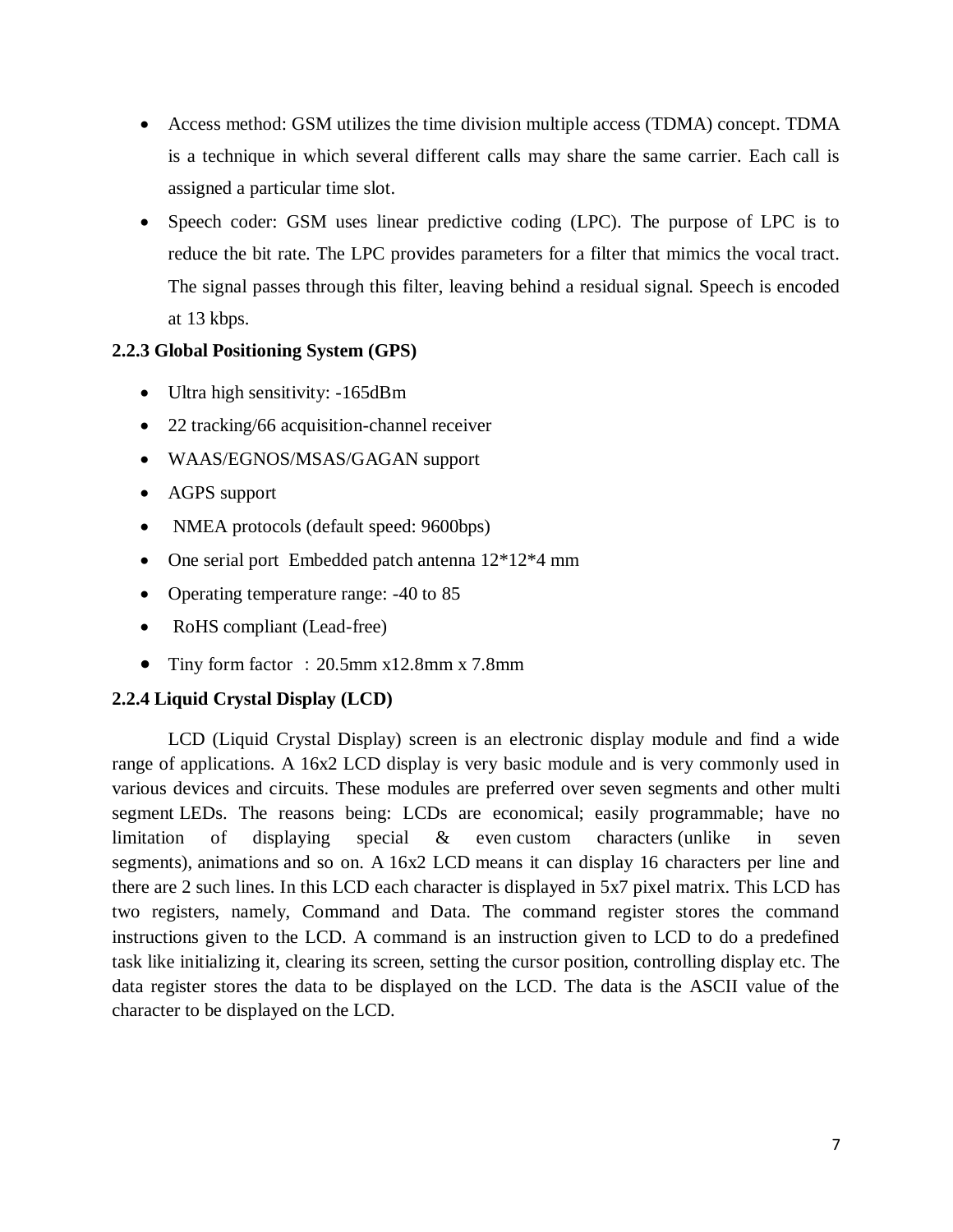- Access method: GSM utilizes the time division multiple access (TDMA) concept. TDMA is a technique in which several different calls may share the same carrier. Each call is assigned a particular time slot.
- Speech coder: GSM uses linear predictive coding (LPC). The purpose of LPC is to reduce the bit rate. The LPC provides parameters for a filter that mimics the vocal tract. The signal passes through this filter, leaving behind a residual signal. Speech is encoded at 13 kbps.

### 2.2.3 Global Positioning System (GPS)

- Ultra high sensitivity: -165dBm
- 22 tracking/66 acquisition-channel receiver
- WAAS/EGNOS/MSAS/GAGAN support
- AGPS support
- NMEA protocols (default speed: 9600bps)
- One serial port Embedded patch antenna 12*12*4 mm
- Operating temperature range: -40 to 85
- RoHS compliant (Lead-free)
- Tiny form factor : 20.5mm x12.8mm x 7.8mm

### 2.2.4 Liquid Crystal Display (LCD)

LCD (Liquid Crystal Display) screen is an electronic display module and find a wide range of applications. A 16x2 LCD display is very basic module and is very commonly used in various devices and circuits. These modules are preferred over seven segments and other multi segment LEDs. The reasons being: LCDs are economical; easily programmable; have no limitation of displaying special & even custom characters (unlike in seven segments), animations and so on. A 16x2 LCD means it can display 16 characters per line and there are 2 such lines. In this LCD each character is displayed in 5x7 pixel matrix. This LCD has two registers, namely, Command and Data. The command register stores the command instructions given to the LCD. A command is an instruction given to LCD to do a predefined task like initializing it, clearing its screen, setting the cursor position, controlling display etc. The data register stores the data to be displayed on the LCD. The data is the ASCII value of the character to be displayed on the LCD.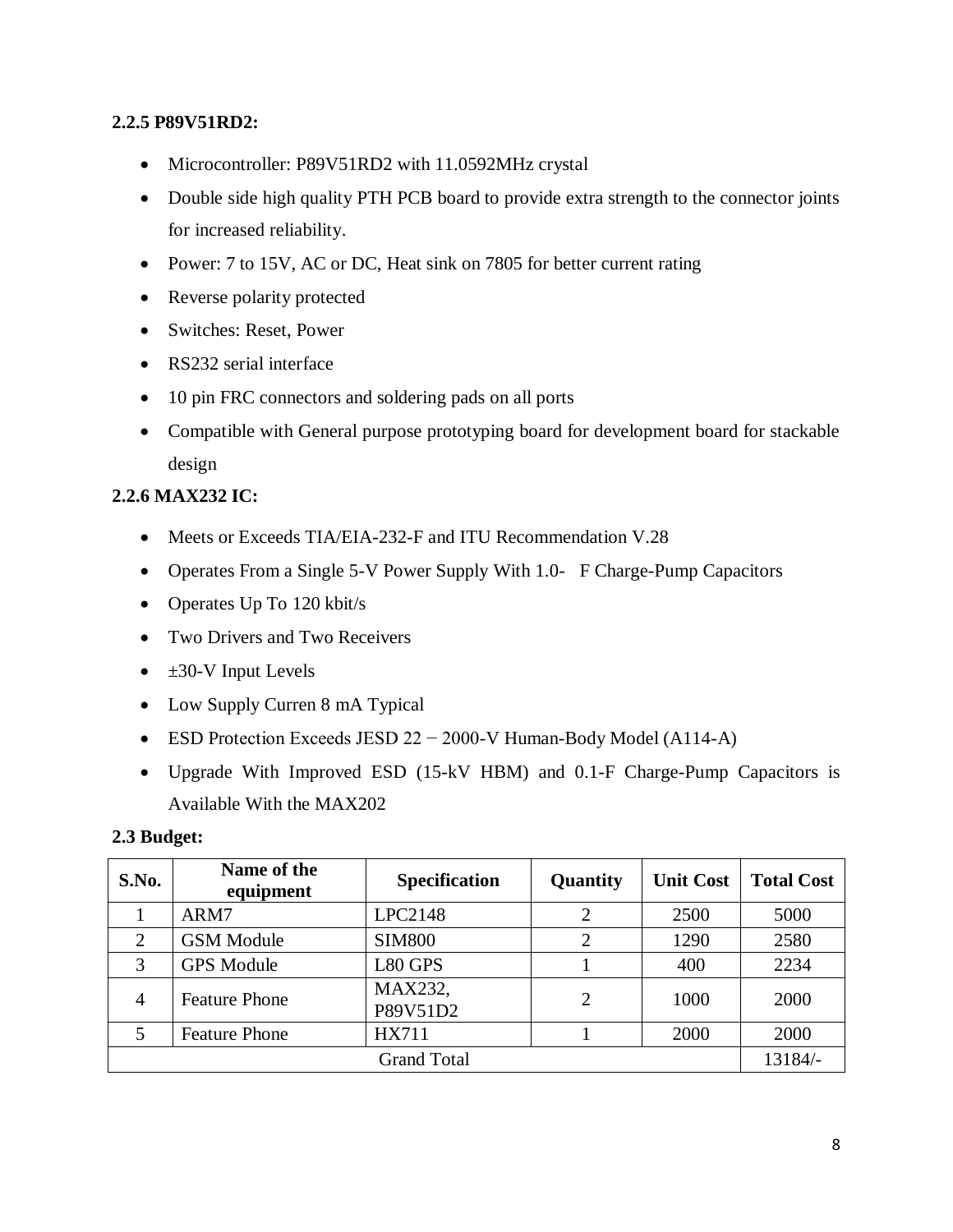### 2.2.5 P89V51RD2:

- Microcontroller: P89V51RD2 with 11.0592MHz crystal
- Double side high quality PTH PCB board to provide extra strength to the connector joints for increased reliability.
- Power: 7 to 15V, AC or DC, Heat sink on 7805 for better current rating
- Reverse polarity protected
- Switches: Reset, Power
- RS232 serial interface
- 10 pin FRC connectors and soldering pads on all ports
- Compatible with General purpose prototyping board for development board for stackable design

### 2.2.6 MAX232 IC:

- Meets or Exceeds TIA/EIA-232-F and ITU Recommendation V.28
- Operates From a Single 5-V Power Supply With 1.0-   F Charge-Pump Capacitors
- Operates Up To 120 kbit/s
- Two Drivers and Two Receivers
- ±30-V Input Levels
- Low Supply Curren 8 mA Typical
- ESD Protection Exceeds JESD 22 − 2000-V Human-Body Model (A114-A)
- Upgrade With Improved ESD (15-kV HBM) and 0.1-F Charge-Pump Capacitors is Available With the MAX202

### 2.3 Budget:

| S.No. | Name of the equipment | Specification | Quantity | Unit Cost | Total Cost |
|---|---|---|---|---|---|
| 1 | ARM7 | LPC2148 | 2 | 2500 | 5000 |
| 2 | GSM Module | SIM800 | 2 | 1290 | 2580 |
| 3 | GPS Module | L80 GPS | 1 | 400 | 2234 |
| 4 | Feature Phone | MAX232, P89V51D2 | 2 | 1000 | 2000 |
| 5 | Feature Phone | HX711 | 1 | 2000 | 2000 |
| Grand Total | | | | | 13184/- |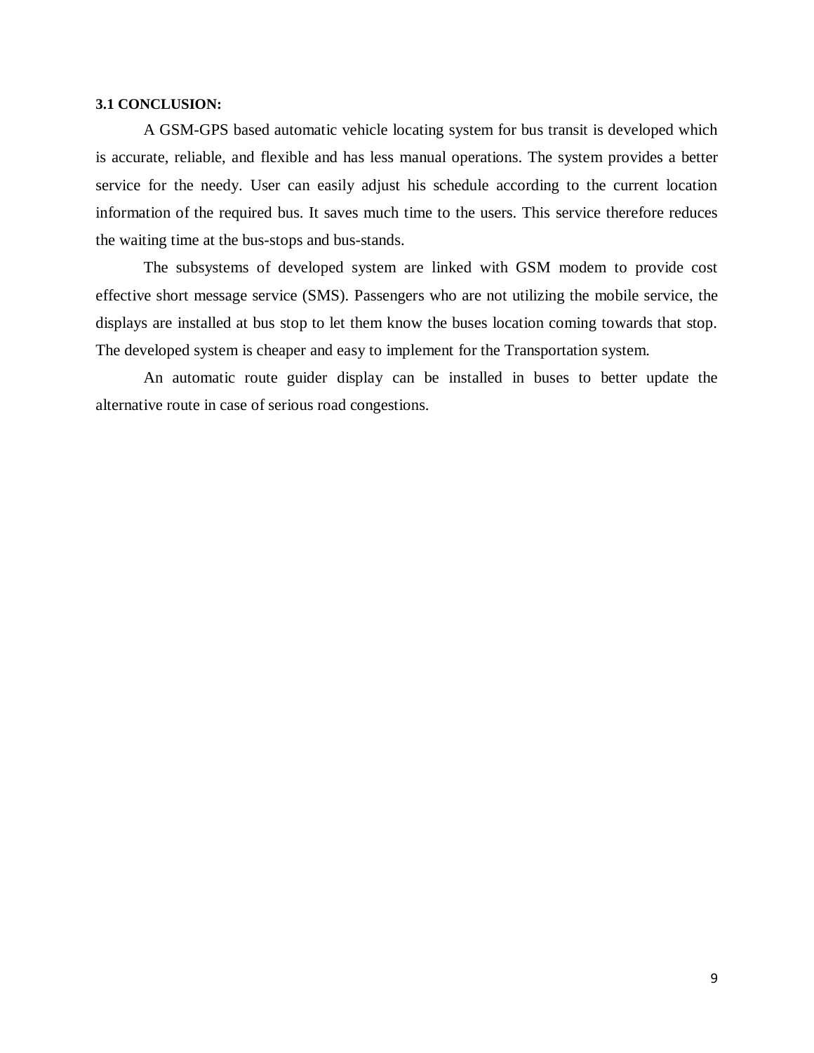### 3.1 CONCLUSION:

A GSM-GPS based automatic vehicle locating system for bus transit is developed which is accurate, reliable, and flexible and has less manual operations. The system provides a better service for the needy. User can easily adjust his schedule according to the current location information of the required bus. It saves much time to the users. This service therefore reduces the waiting time at the bus-stops and bus-stands.

The subsystems of developed system are linked with GSM modem to provide cost effective short message service (SMS). Passengers who are not utilizing the mobile service, the displays are installed at bus stop to let them know the buses location coming towards that stop. The developed system is cheaper and easy to implement for the Transportation system.

An automatic route guider display can be installed in buses to better update the alternative route in case of serious road congestions.